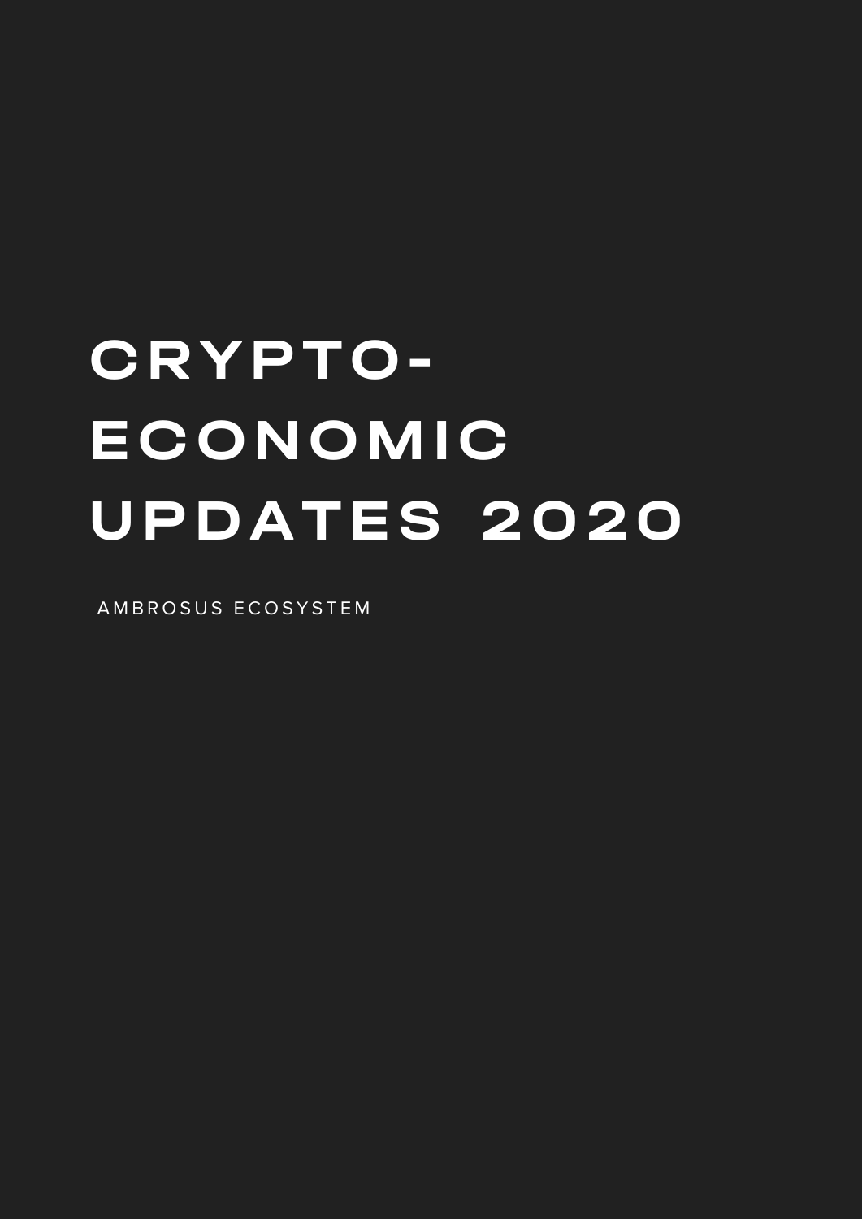# CRYPTO-ECONOMIC UPDATES 2020

AMBROSUS ECOSYSTEM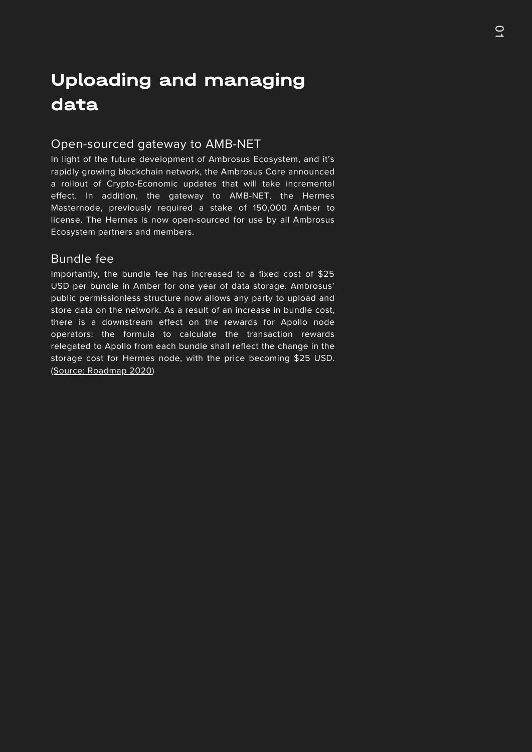# Uploading and managing data

## Open-sourced gateway to AMB-NET

In light of the future development of Ambrosus Ecosystem, and it's rapidly growing blockchain network, the Ambrosus Core announced a rollout of Crypto-Economic updates that will take incremental effect. In addition, the gateway to AMB-NET, the Hermes Masternode, previously required a stake of 150,000 Amber to license. The Hermes is now open-sourced for use by all Ambrosus Ecosystem partners and members.

## Bundle fee

Importantly, the bundle fee has increased to a fixed cost of $25 USD per bundle in Amber for one year of data storage. Ambrosus' public permissionless structure now allows any party to upload and store data on the network. As a result of an increase in bundle cost, there is a downstream effect on the rewards for Apollo node operators: the formula to calculate the transaction rewards relegated to Apollo from each bundle shall reflect the change in the storage cost for Hermes node, with the price becoming $25 USD. (Source: Roadmap 2020)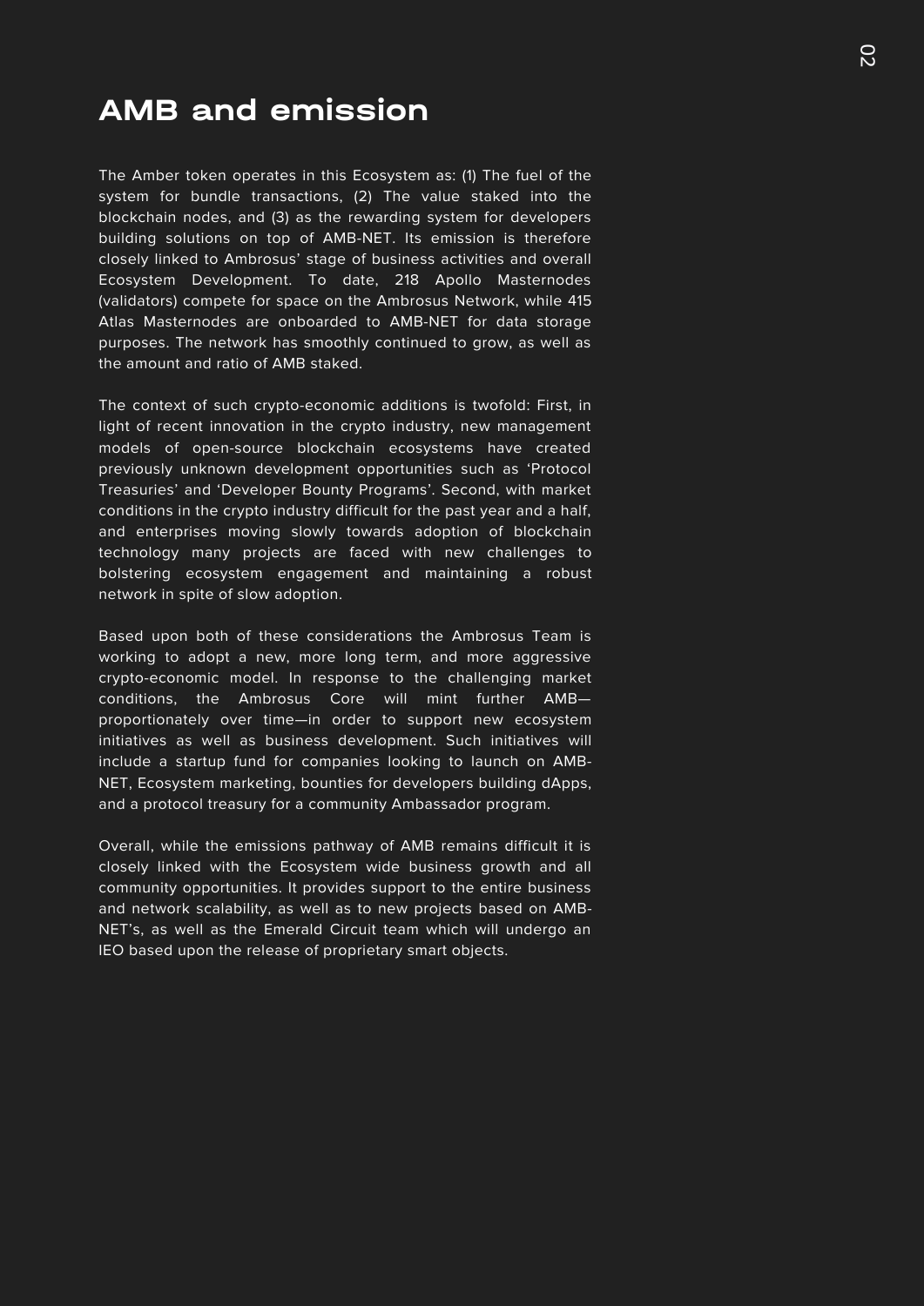# AMB and emission

The Amber token operates in this Ecosystem as: (1) The fuel of the system for bundle transactions, (2) The value staked into the blockchain nodes, and (3) as the rewarding system for developers building solutions on top of AMB-NET. Its emission is therefore closely linked to Ambrosus' stage of business activities and overall Ecosystem Development. To date, 218 Apollo Masternodes (validators) compete for space on the Ambrosus Network, while 415 Atlas Masternodes are onboarded to AMB-NET for data storage purposes. The network has smoothly continued to grow, as well as the amount and ratio of AMB staked.

The context of such crypto-economic additions is twofold: First, in light of recent innovation in the crypto industry, new management models of open-source blockchain ecosystems have created previously unknown development opportunities such as 'Protocol Treasuries' and 'Developer Bounty Programs'. Second, with market conditions in the crypto industry difficult for the past year and a half, and enterprises moving slowly towards adoption of blockchain technology many projects are faced with new challenges to bolstering ecosystem engagement and maintaining a robust network in spite of slow adoption.

Based upon both of these considerations the Ambrosus Team is working to adopt a new, more long term, and more aggressive crypto-economic model. In response to the challenging market conditions, the Ambrosus Core will mint further AMB—proportionately over time—in order to support new ecosystem initiatives as well as business development. Such initiatives will include a startup fund for companies looking to launch on AMB-NET, Ecosystem marketing, bounties for developers building dApps, and a protocol treasury for a community Ambassador program.

Overall, while the emissions pathway of AMB remains difficult it is closely linked with the Ecosystem wide business growth and all community opportunities. It provides support to the entire business and network scalability, as well as to new projects based on AMB-NET's, as well as the Emerald Circuit team which will undergo an IEO based upon the release of proprietary smart objects.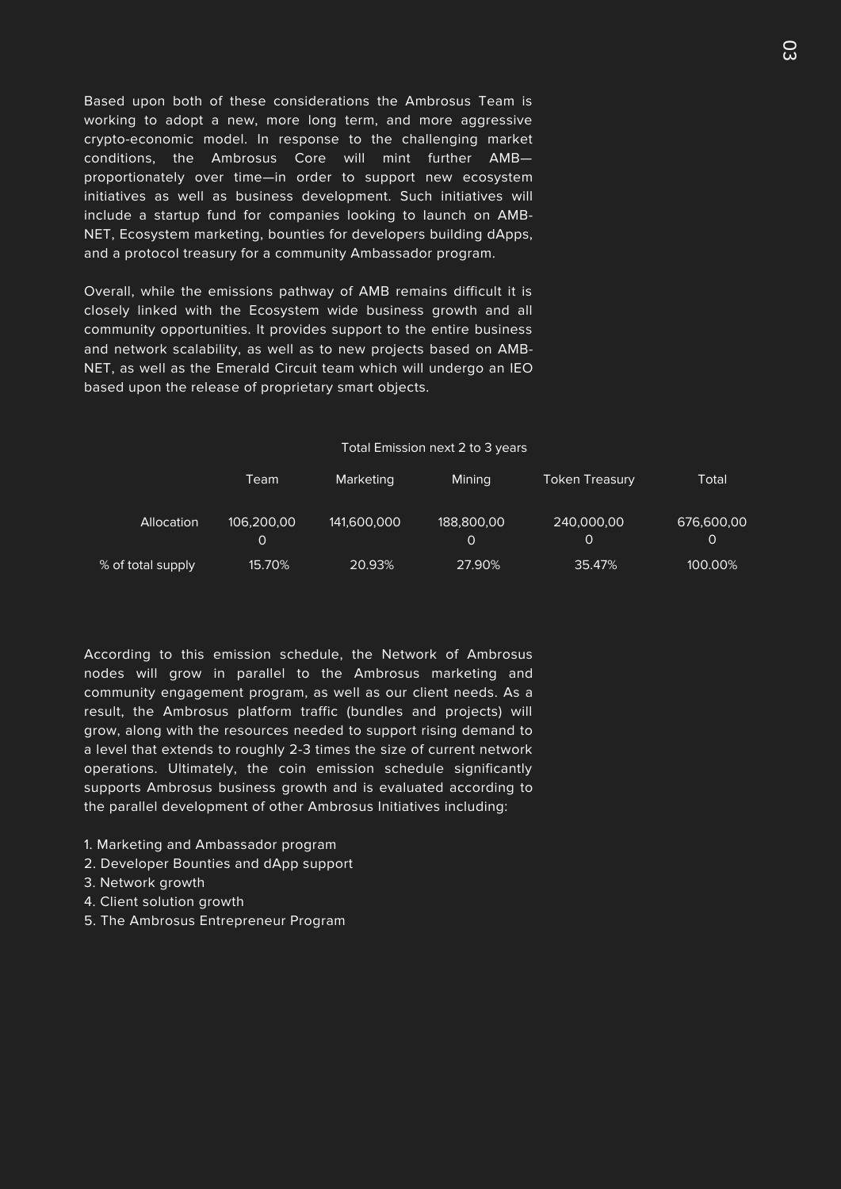Based upon both of these considerations the Ambrosus Team is working to adopt a new, more long term, and more aggressive crypto-economic model. In response to the challenging market conditions, the Ambrosus Core will mint further AMB—proportionately over time—in order to support new ecosystem initiatives as well as business development. Such initiatives will include a startup fund for companies looking to launch on AMB-NET, Ecosystem marketing, bounties for developers building dApps, and a protocol treasury for a community Ambassador program.

Overall, while the emissions pathway of AMB remains difficult it is closely linked with the Ecosystem wide business growth and all community opportunities. It provides support to the entire business and network scalability, as well as to new projects based on AMB-NET, as well as the Emerald Circuit team which will undergo an IEO based upon the release of proprietary smart objects.

Total Emission next 2 to 3 years

| | Team | Marketing | Mining | Token Treasury | Total |
|---|---|---|---|---|---|
| Allocation | 106,200,000 | 141,600,000 | 188,800,000 | 240,000,000 | 676,600,000 |
| % of total supply | 15.70% | 20.93% | 27.90% | 35.47% | 100.00% |

According to this emission schedule, the Network of Ambrosus nodes will grow in parallel to the Ambrosus marketing and community engagement program, as well as our client needs. As a result, the Ambrosus platform traffic (bundles and projects) will grow, along with the resources needed to support rising demand to a level that extends to roughly 2-3 times the size of current network operations. Ultimately, the coin emission schedule significantly supports Ambrosus business growth and is evaluated according to the parallel development of other Ambrosus Initiatives including:

1. Marketing and Ambassador program
2. Developer Bounties and dApp support
3. Network growth
4. Client solution growth
5. The Ambrosus Entrepreneur Program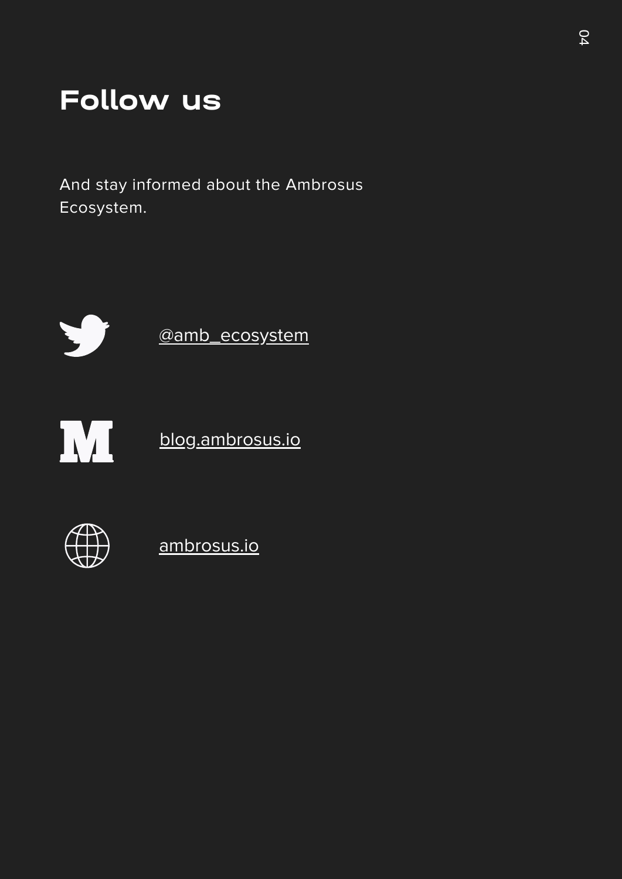# Follow us

And stay informed about the Ambrosus Ecosystem.

@amb_ecosystem

blog.ambrosus.io

ambrosus.io